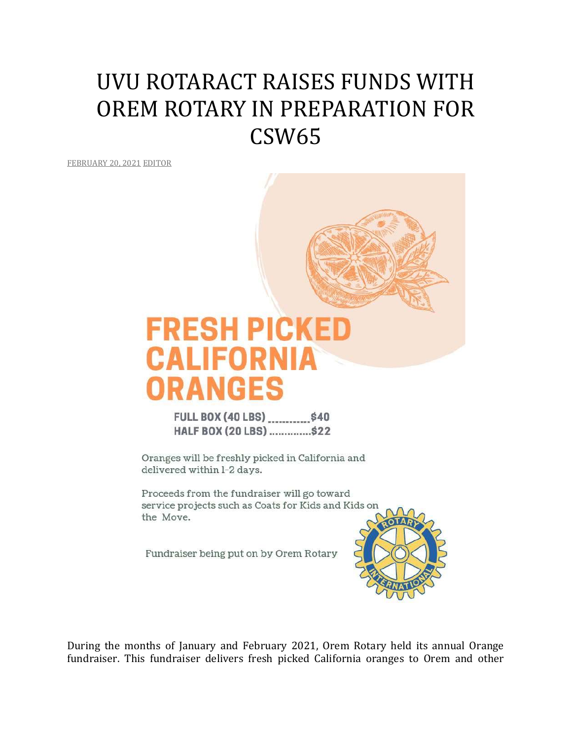# UVU ROTARACT RAISES FUNDS WITH OREM ROTARY IN PREPARATION FOR CSW65

FEBRUARY 20, 2021 EDITOR

**FRESH PICKED CALIFORNIA ORANGES**

FULL BOX (40 LBS) ............$40
HALF BOX (20 LBS) ..............$22

Oranges will be freshly picked in California and delivered within 1-2 days.

Proceeds from the fundraiser will go toward service projects such as Coats for Kids and Kids on the Move.

Fundraiser being put on by Orem Rotary

During the months of January and February 2021, Orem Rotary held its annual Orange fundraiser. This fundraiser delivers fresh picked California oranges to Orem and other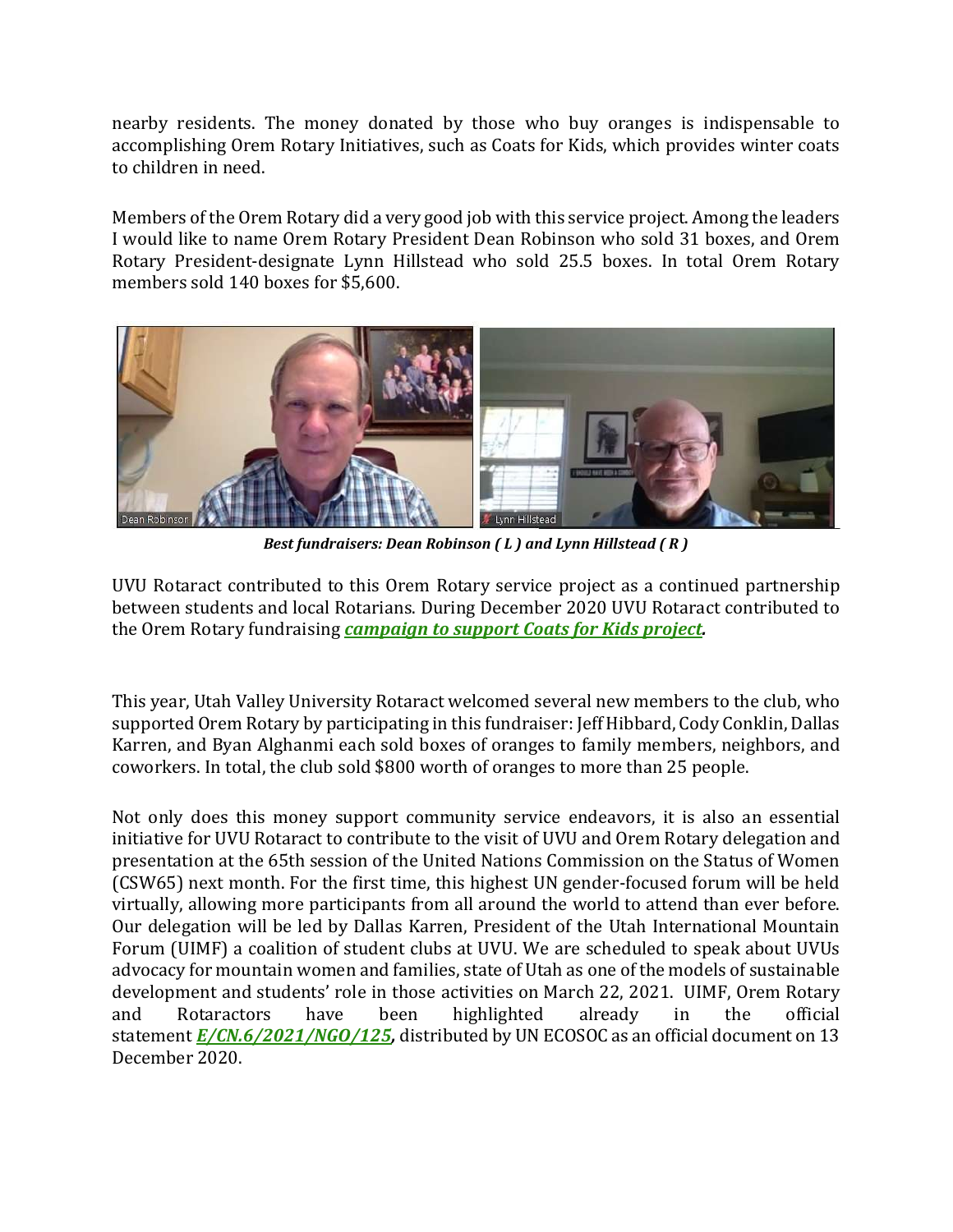nearby residents. The money donated by those who buy oranges is indispensable to accomplishing Orem Rotary Initiatives, such as Coats for Kids, which provides winter coats to children in need.

Members of the Orem Rotary did a very good job with this service project. Among the leaders I would like to name Orem Rotary President Dean Robinson who sold 31 boxes, and Orem Rotary President-designate Lynn Hillstead who sold 25.5 boxes. In total Orem Rotary members sold 140 boxes for $5,600.

***Best fundraisers: Dean Robinson ( L ) and Lynn Hillstead ( R )***

UVU Rotaract contributed to this Orem Rotary service project as a continued partnership between students and local Rotarians. During December 2020 UVU Rotaract contributed to the Orem Rotary fundraising ***campaign to support Coats for Kids project.***

This year, Utah Valley University Rotaract welcomed several new members to the club, who supported Orem Rotary by participating in this fundraiser: Jeff Hibbard, Cody Conklin, Dallas Karren, and Byan Alghanmi each sold boxes of oranges to family members, neighbors, and coworkers. In total, the club sold $800 worth of oranges to more than 25 people.

Not only does this money support community service endeavors, it is also an essential initiative for UVU Rotaract to contribute to the visit of UVU and Orem Rotary delegation and presentation at the 65th session of the United Nations Commission on the Status of Women (CSW65) next month. For the first time, this highest UN gender-focused forum will be held virtually, allowing more participants from all around the world to attend than ever before. Our delegation will be led by Dallas Karren, President of the Utah International Mountain Forum (UIMF) a coalition of student clubs at UVU. We are scheduled to speak about UVUs advocacy for mountain women and families, state of Utah as one of the models of sustainable development and students' role in those activities on March 22, 2021. UIMF, Orem Rotary and Rotaractors have been highlighted already in the official statement ***E/CN.6/2021/NGO/125***, distributed by UN ECOSOC as an official document on 13 December 2020.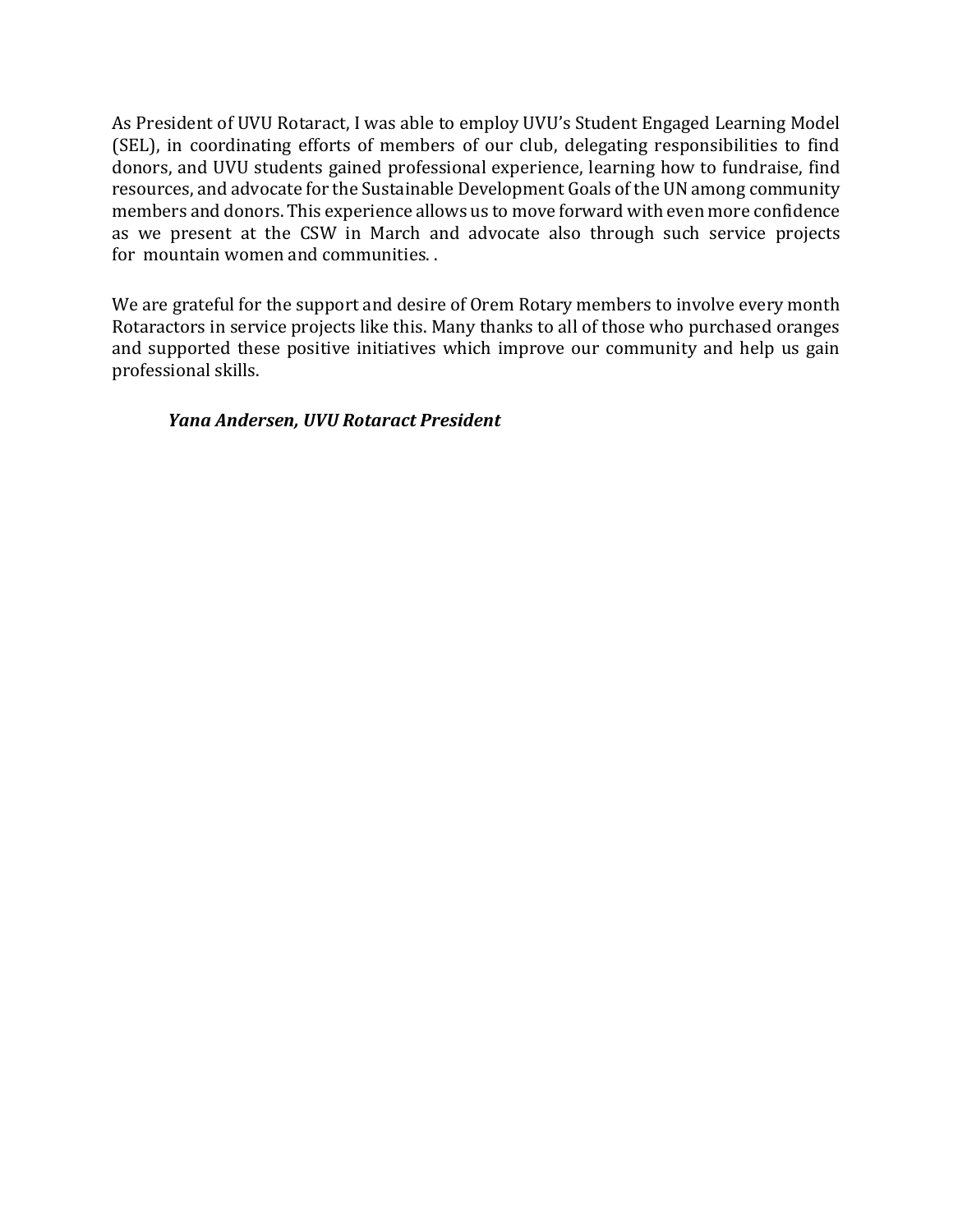As President of UVU Rotaract, I was able to employ UVU's Student Engaged Learning Model (SEL), in coordinating efforts of members of our club, delegating responsibilities to find donors, and UVU students gained professional experience, learning how to fundraise, find resources, and advocate for the Sustainable Development Goals of the UN among community members and donors. This experience allows us to move forward with even more confidence as we present at the CSW in March and advocate also through such service projects for mountain women and communities. .

We are grateful for the support and desire of Orem Rotary members to involve every month Rotaractors in service projects like this. Many thanks to all of those who purchased oranges and supported these positive initiatives which improve our community and help us gain professional skills.

***Yana Andersen, UVU Rotaract President***